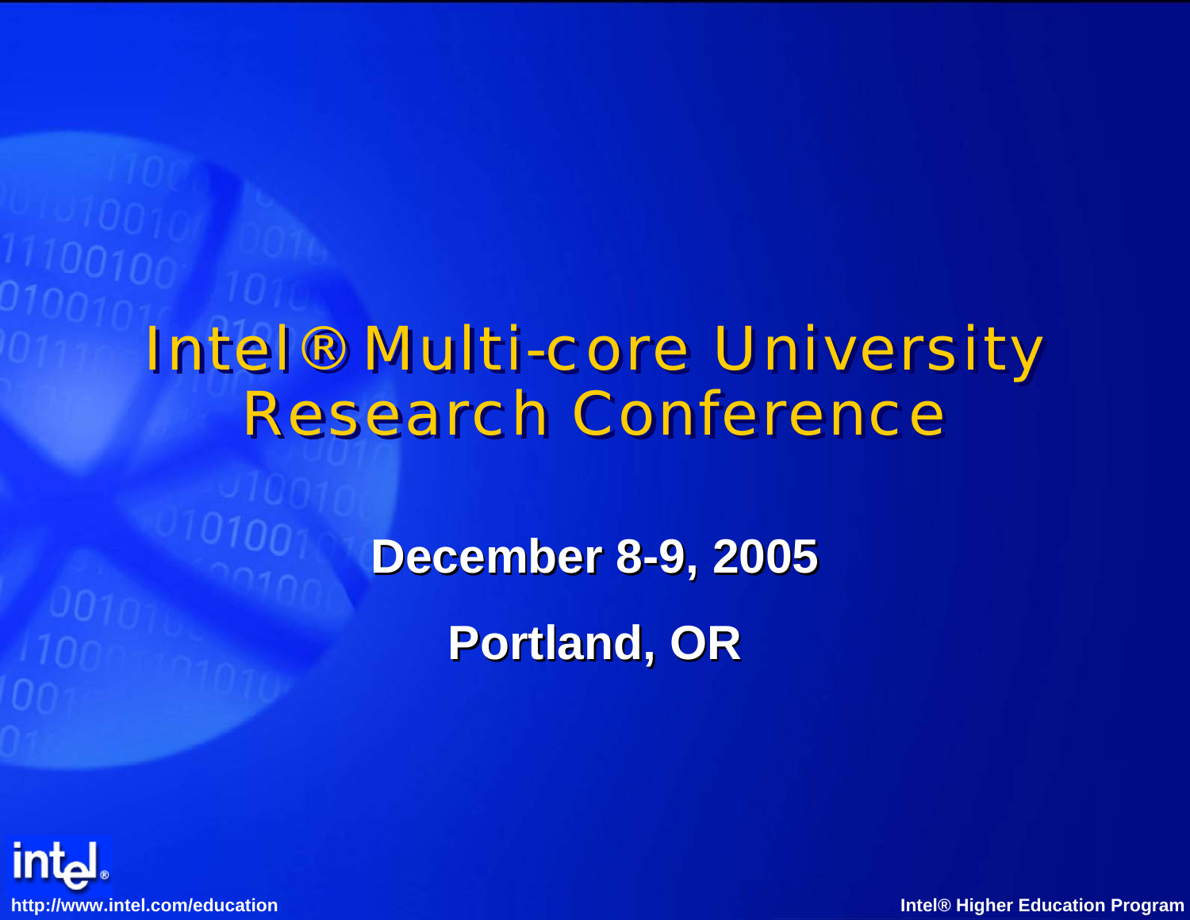# Intel® Multi-core University Research Conference

**December 8-9, 2005**

**Portland, OR**

http://www.intel.com/education

Intel® Higher Education Program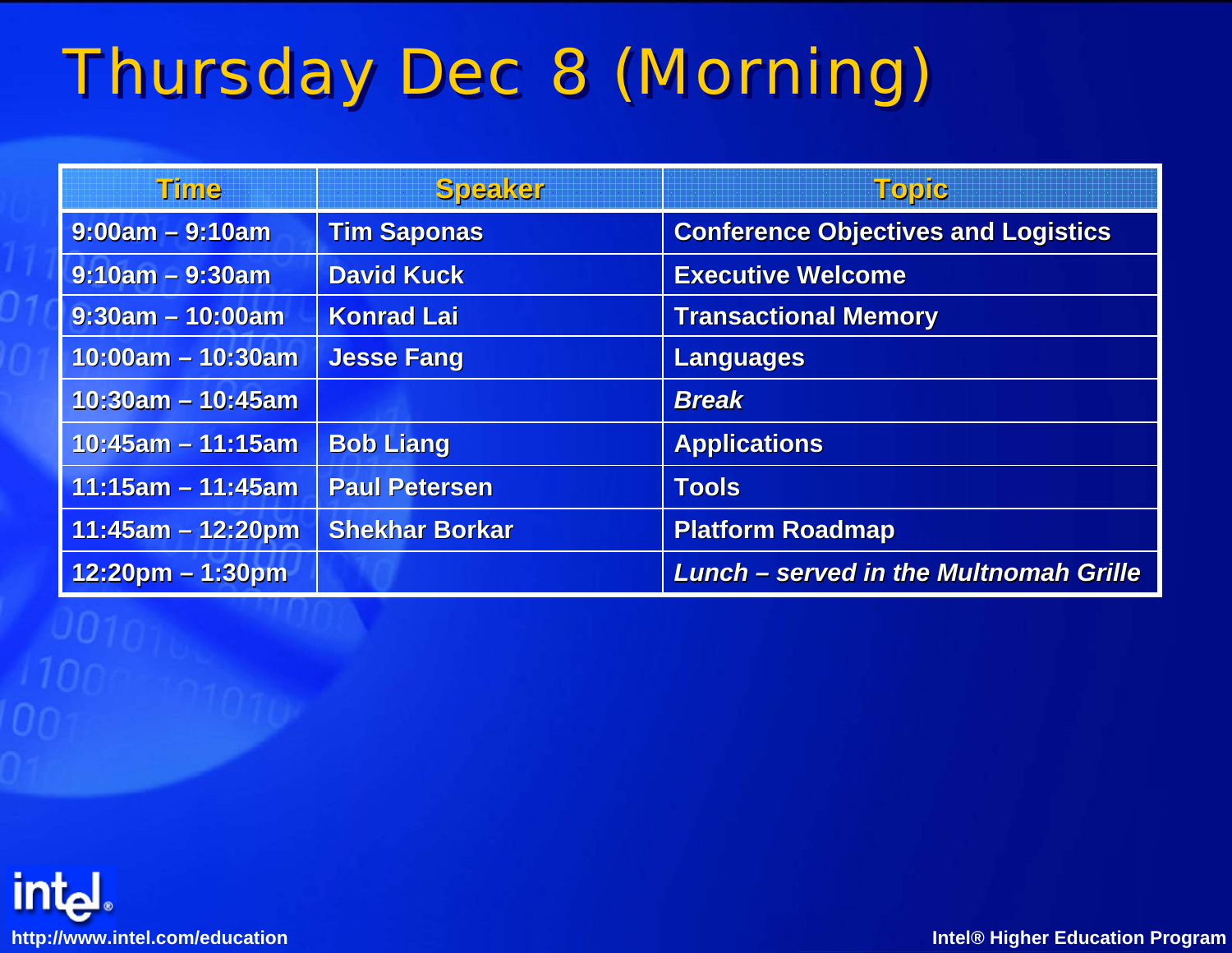# Thursday Dec 8 (Morning)

| Time | Speaker | Topic |
|---|---|---|
| 9:00am – 9:10am | Tim Saponas | Conference Objectives and Logistics |
| 9:10am – 9:30am | David Kuck | Executive Welcome |
| 9:30am – 10:00am | Konrad Lai | Transactional Memory |
| 10:00am – 10:30am | Jesse Fang | Languages |
| 10:30am – 10:45am | | *Break* |
| 10:45am – 11:15am | Bob Liang | Applications |
| 11:15am – 11:45am | Paul Petersen | Tools |
| 11:45am – 12:20pm | Shekhar Borkar | Platform Roadmap |
| 12:20pm – 1:30pm | | *Lunch – served in the Multnomah Grille* |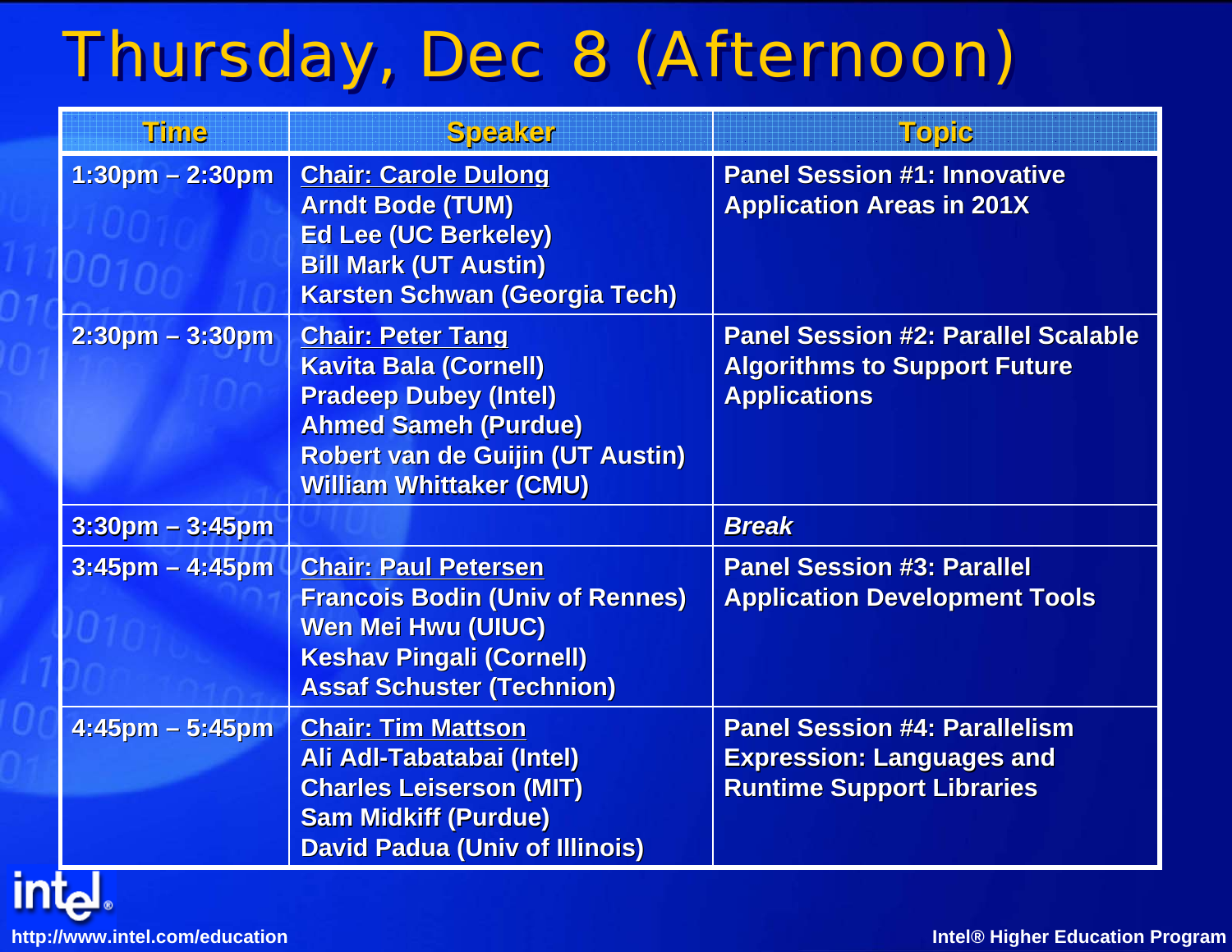# Thursday, Dec 8 (Afternoon)

| Time | Speaker | Topic |
|---|---|---|
| 1:30pm – 2:30pm | Chair: Carole Dulong<br>Arndt Bode (TUM)<br>Ed Lee (UC Berkeley)<br>Bill Mark (UT Austin)<br>Karsten Schwan (Georgia Tech) | Panel Session #1: Innovative Application Areas in 201X |
| 2:30pm – 3:30pm | Chair: Peter Tang<br>Kavita Bala (Cornell)<br>Pradeep Dubey (Intel)<br>Ahmed Sameh (Purdue)<br>Robert van de Guijin (UT Austin)<br>William Whittaker (CMU) | Panel Session #2: Parallel Scalable Algorithms to Support Future Applications |
| 3:30pm – 3:45pm | | *Break* |
| 3:45pm – 4:45pm | Chair: Paul Petersen<br>Francois Bodin (Univ of Rennes)<br>Wen Mei Hwu (UIUC)<br>Keshav Pingali (Cornell)<br>Assaf Schuster (Technion) | Panel Session #3: Parallel Application Development Tools |
| 4:45pm – 5:45pm | Chair: Tim Mattson<br>Ali Adl-Tabatabai (Intel)<br>Charles Leiserson (MIT)<br>Sam Midkiff (Purdue)<br>David Padua (Univ of Illinois) | Panel Session #4: Parallelism Expression: Languages and Runtime Support Libraries |

http://www.intel.com/education

Intel® Higher Education Program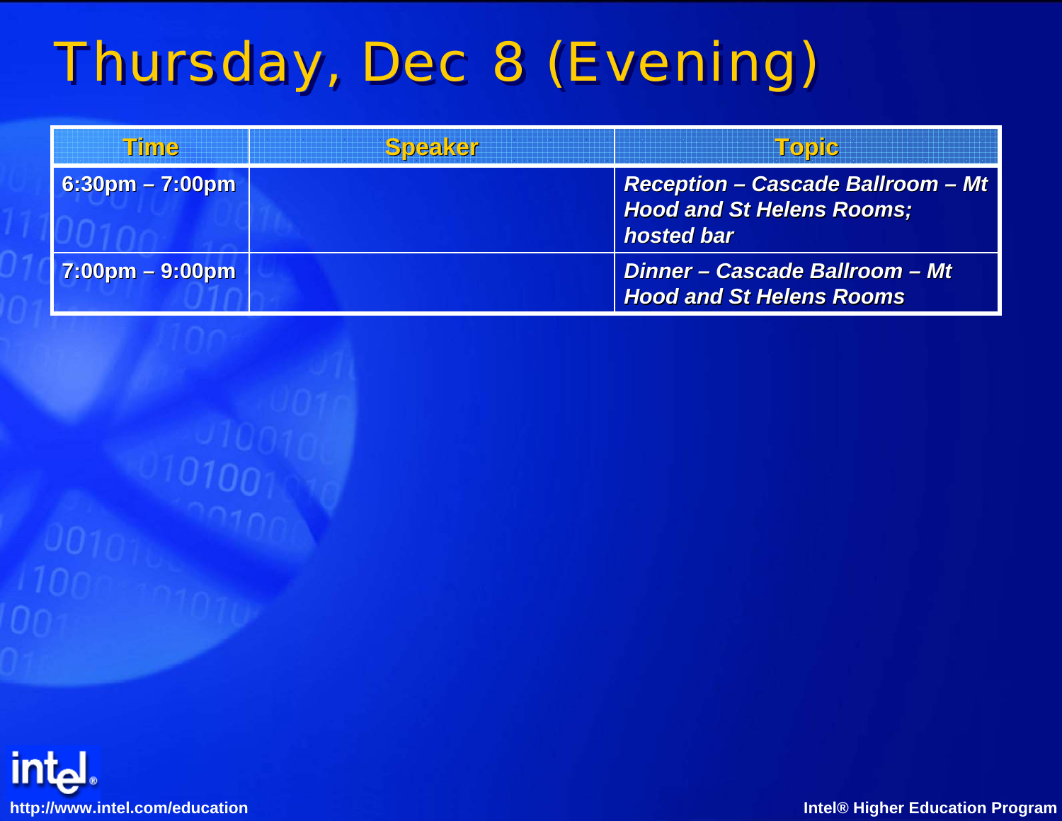# Thursday, Dec 8 (Evening)

| Time | Speaker | Topic |
|---|---|---|
| 6:30pm – 7:00pm | | ***Reception – Cascade Ballroom – Mt Hood and St Helens Rooms; hosted bar*** |
| 7:00pm – 9:00pm | | ***Dinner – Cascade Ballroom – Mt Hood and St Helens Rooms*** |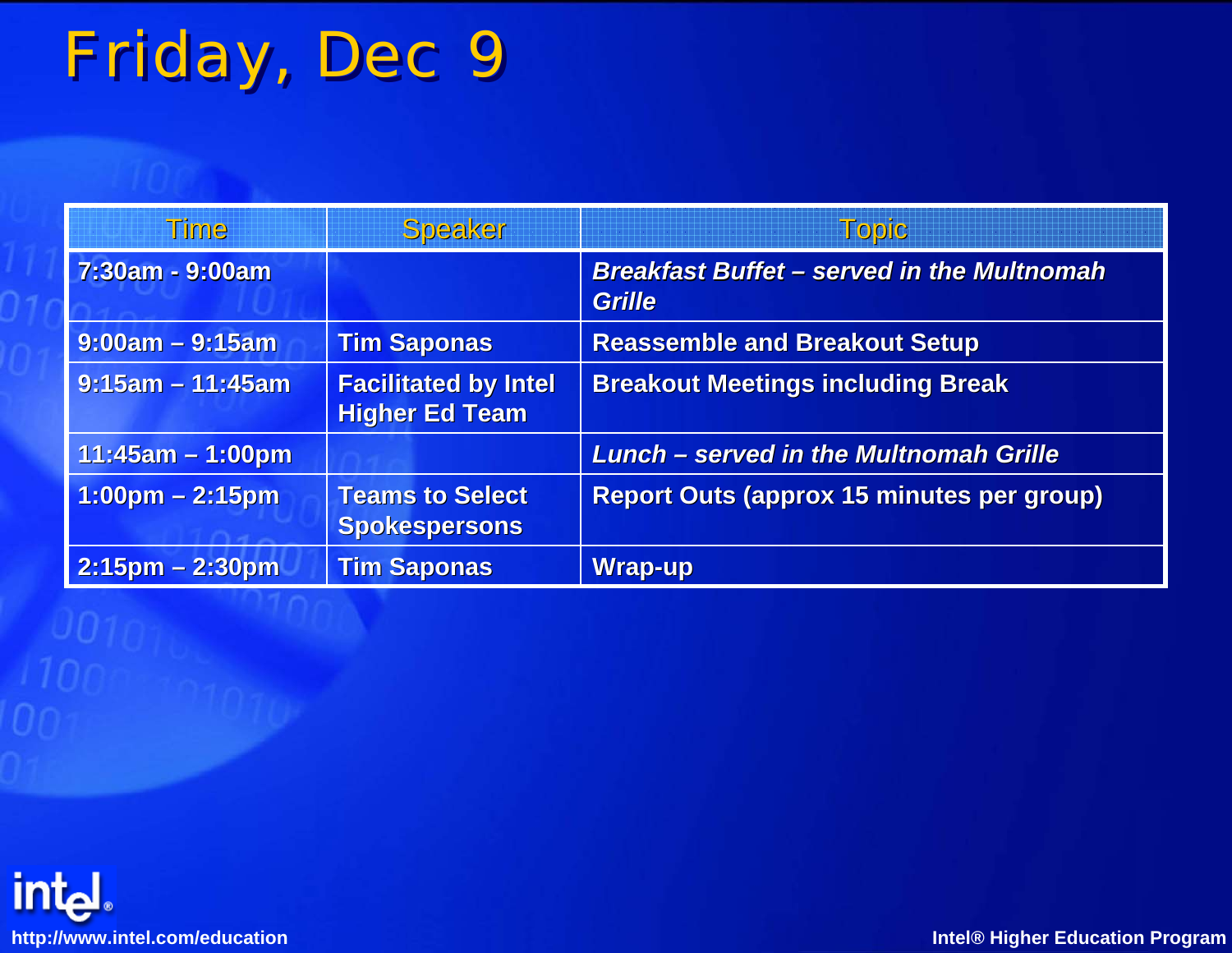# Friday, Dec 9

| Time | Speaker | Topic |
| --- | --- | --- |
| 7:30am - 9:00am | | *Breakfast Buffet – served in the Multnomah Grille* |
| 9:00am – 9:15am | Tim Saponas | Reassemble and Breakout Setup |
| 9:15am – 11:45am | Facilitated by Intel Higher Ed Team | Breakout Meetings including Break |
| 11:45am – 1:00pm | | *Lunch – served in the Multnomah Grille* |
| 1:00pm – 2:15pm | Teams to Select Spokespersons | Report Outs (approx 15 minutes per group) |
| 2:15pm – 2:30pm | Tim Saponas | Wrap-up |